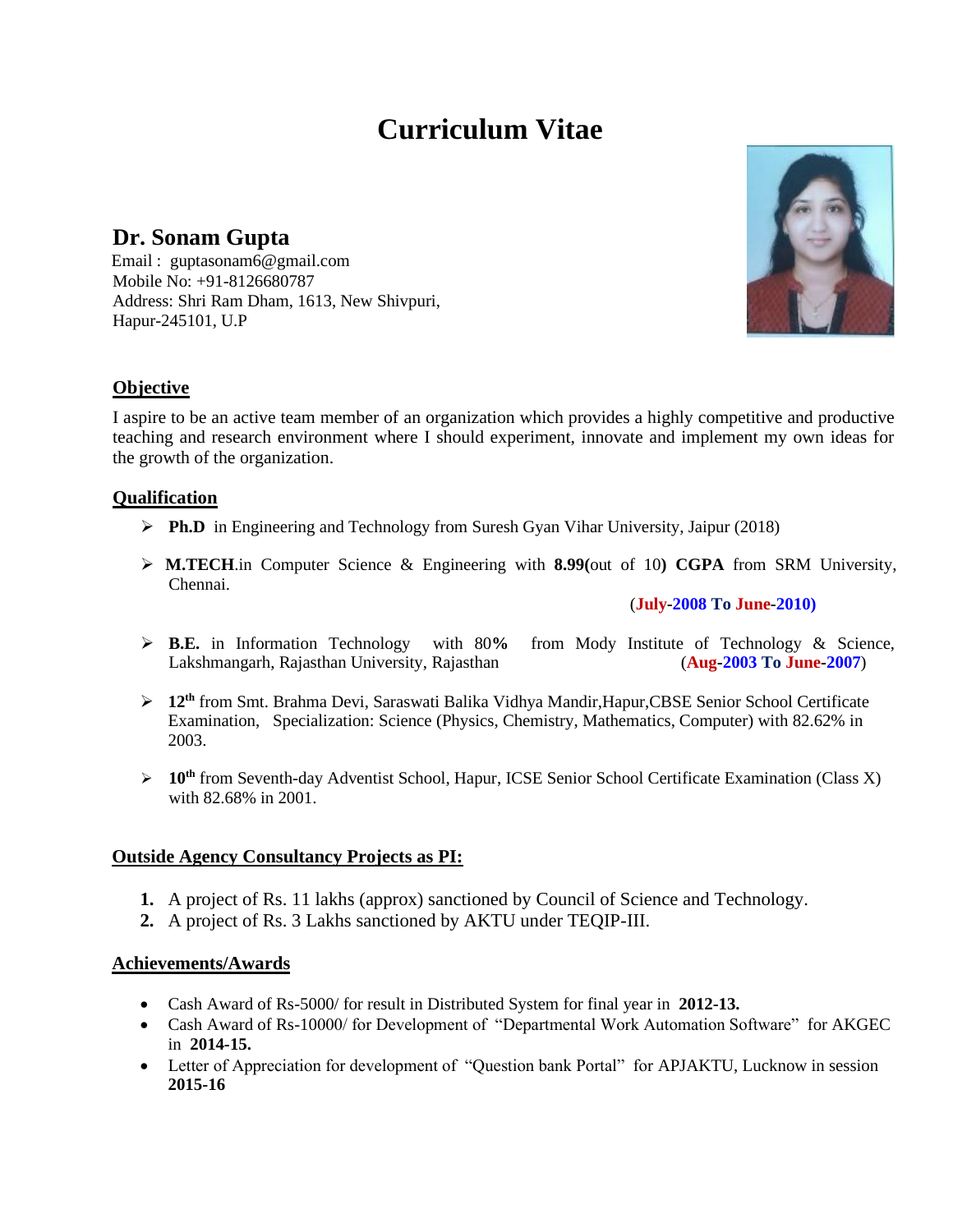# Curriculum Vitae

## Dr. Sonam Gupta

Email : guptasonam6@gmail.com
Mobile No: +91-8126680787
Address: Shri Ram Dham, 1613, New Shivpuri,
Hapur-245101, U.P

### Objective

I aspire to be an active team member of an organization which provides a highly competitive and productive teaching and research environment where I should experiment, innovate and implement my own ideas for the growth of the organization.

### Qualification

- **Ph.D** in Engineering and Technology from Suresh Gyan Vihar University, Jaipur (2018)
- **M.TECH**.in Computer Science & Engineering with **8.99(**out of 10**) CGPA** from SRM University, Chennai. (**July-2008 To June-2010)**
- **B.E.** in Information Technology with 80**%** from Mody Institute of Technology & Science, Lakshmangarh, Rajasthan University, Rajasthan (**Aug-2003 To June-2007**)
- **12th** from Smt. Brahma Devi, Saraswati Balika Vidhya Mandir,Hapur,CBSE Senior School Certificate Examination, Specialization: Science (Physics, Chemistry, Mathematics, Computer) with 82.62% in 2003.
- **10th** from Seventh-day Adventist School, Hapur, ICSE Senior School Certificate Examination (Class X) with 82.68% in 2001.

### Outside Agency Consultancy Projects as PI:

1. A project of Rs. 11 lakhs (approx) sanctioned by Council of Science and Technology.
2. A project of Rs. 3 Lakhs sanctioned by AKTU under TEQIP-III.

### Achievements/Awards

- Cash Award of Rs-5000/ for result in Distributed System for final year in **2012-13.**
- Cash Award of Rs-10000/ for Development of "Departmental Work Automation Software" for AKGEC in **2014-15.**
- Letter of Appreciation for development of "Question bank Portal" for APJAKTU, Lucknow in session **2015-16**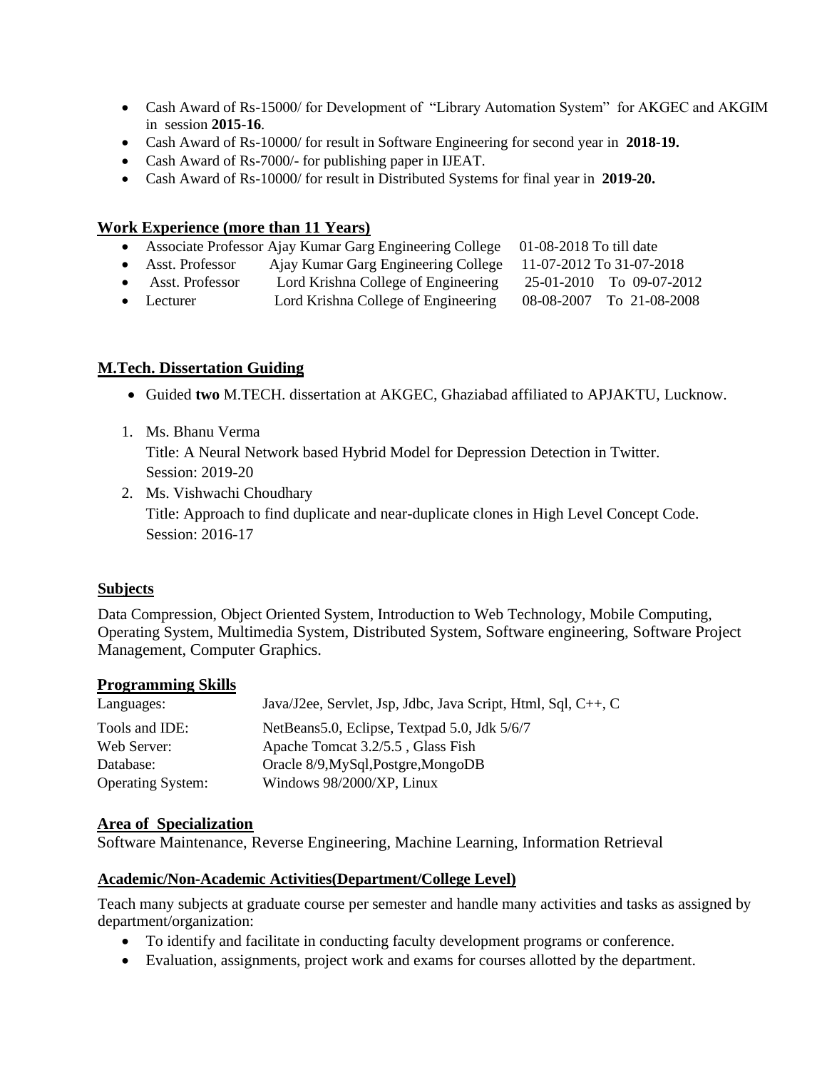- Cash Award of Rs-15000/ for Development of "Library Automation System" for AKGEC and AKGIM in session **2015-16**.
- Cash Award of Rs-10000/ for result in Software Engineering for second year in **2018-19.**
- Cash Award of Rs-7000/- for publishing paper in IJEAT.
- Cash Award of Rs-10000/ for result in Distributed Systems for final year in **2019-20.**

## Work Experience (more than 11 Years)

- Associate Professor Ajay Kumar Garg Engineering College 01-08-2018 To till date
- Asst. Professor Ajay Kumar Garg Engineering College 11-07-2012 To 31-07-2018
- Asst. Professor Lord Krishna College of Engineering 25-01-2010 To 09-07-2012
- Lecturer Lord Krishna College of Engineering 08-08-2007 To 21-08-2008

## M.Tech. Dissertation Guiding

- Guided **two** M.TECH. dissertation at AKGEC, Ghaziabad affiliated to APJAKTU, Lucknow.

1. Ms. Bhanu Verma
   Title: A Neural Network based Hybrid Model for Depression Detection in Twitter.
   Session: 2019-20
2. Ms. Vishwachi Choudhary
   Title: Approach to find duplicate and near-duplicate clones in High Level Concept Code.
   Session: 2016-17

## Subjects

Data Compression, Object Oriented System, Introduction to Web Technology, Mobile Computing, Operating System, Multimedia System, Distributed System, Software engineering, Software Project Management, Computer Graphics.

## Programming Skills

| | |
|---|---|
| Languages: | Java/J2ee, Servlet, Jsp, Jdbc, Java Script, Html, Sql, C++, C |
| Tools and IDE: | NetBeans5.0, Eclipse, Textpad 5.0, Jdk 5/6/7 |
| Web Server: | Apache Tomcat 3.2/5.5 , Glass Fish |
| Database: | Oracle 8/9,MySql,Postgre,MongoDB |
| Operating System: | Windows 98/2000/XP, Linux |

## Area of Specialization

Software Maintenance, Reverse Engineering, Machine Learning, Information Retrieval

## Academic/Non-Academic Activities(Department/College Level)

Teach many subjects at graduate course per semester and handle many activities and tasks as assigned by department/organization:

- To identify and facilitate in conducting faculty development programs or conference.
- Evaluation, assignments, project work and exams for courses allotted by the department.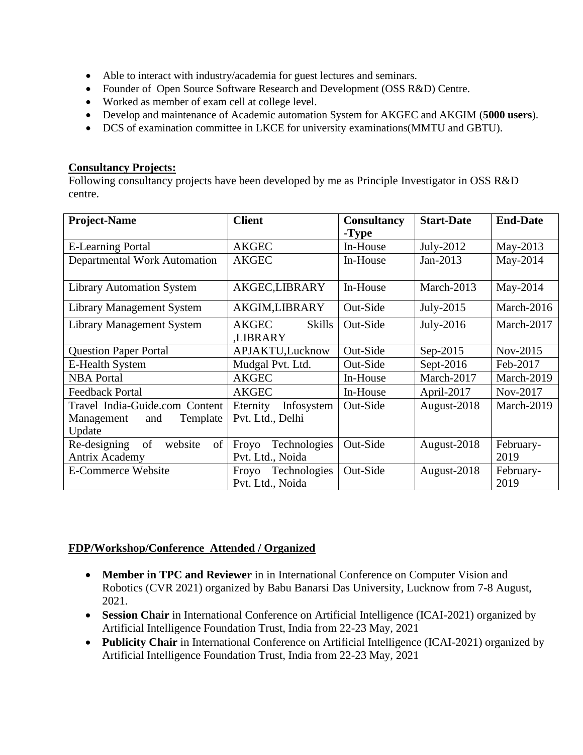- Able to interact with industry/academia for guest lectures and seminars.
- Founder of Open Source Software Research and Development (OSS R&D) Centre.
- Worked as member of exam cell at college level.
- Develop and maintenance of Academic automation System for AKGEC and AKGIM (**5000 users**).
- DCS of examination committee in LKCE for university examinations(MMTU and GBTU).

**Consultancy Projects:**

Following consultancy projects have been developed by me as Principle Investigator in OSS R&D centre.

| **Project-Name** | **Client** | **Consultancy -Type** | **Start-Date** | **End-Date** |
|---|---|---|---|---|
| E-Learning Portal | AKGEC | In-House | July-2012 | May-2013 |
| Departmental Work Automation | AKGEC | In-House | Jan-2013 | May-2014 |
| Library Automation System | AKGEC,LIBRARY | In-House | March-2013 | May-2014 |
| Library Management System | AKGIM,LIBRARY | Out-Side | July-2015 | March-2016 |
| Library Management System | AKGEC Skills ,LIBRARY | Out-Side | July-2016 | March-2017 |
| Question Paper Portal | APJAKTU,Lucknow | Out-Side | Sep-2015 | Nov-2015 |
| E-Health System | Mudgal Pvt. Ltd. | Out-Side | Sept-2016 | Feb-2017 |
| NBA Portal | AKGEC | In-House | March-2017 | March-2019 |
| Feedback Portal | AKGEC | In-House | April-2017 | Nov-2017 |
| Travel India-Guide.com Content Management and Template Update | Eternity Infosystem Pvt. Ltd., Delhi | Out-Side | August-2018 | March-2019 |
| Re-designing of website of Antrix Academy | Froyo Technologies Pvt. Ltd., Noida | Out-Side | August-2018 | February-2019 |
| E-Commerce Website | Froyo Technologies Pvt. Ltd., Noida | Out-Side | August-2018 | February-2019 |

**FDP/Workshop/Conference Attended / Organized**

- **Member in TPC and Reviewer** in in International Conference on Computer Vision and Robotics (CVR 2021) organized by Babu Banarsi Das University, Lucknow from 7-8 August, 2021.
- **Session Chair** in International Conference on Artificial Intelligence (ICAI-2021) organized by Artificial Intelligence Foundation Trust, India from 22-23 May, 2021
- **Publicity Chair** in International Conference on Artificial Intelligence (ICAI-2021) organized by Artificial Intelligence Foundation Trust, India from 22-23 May, 2021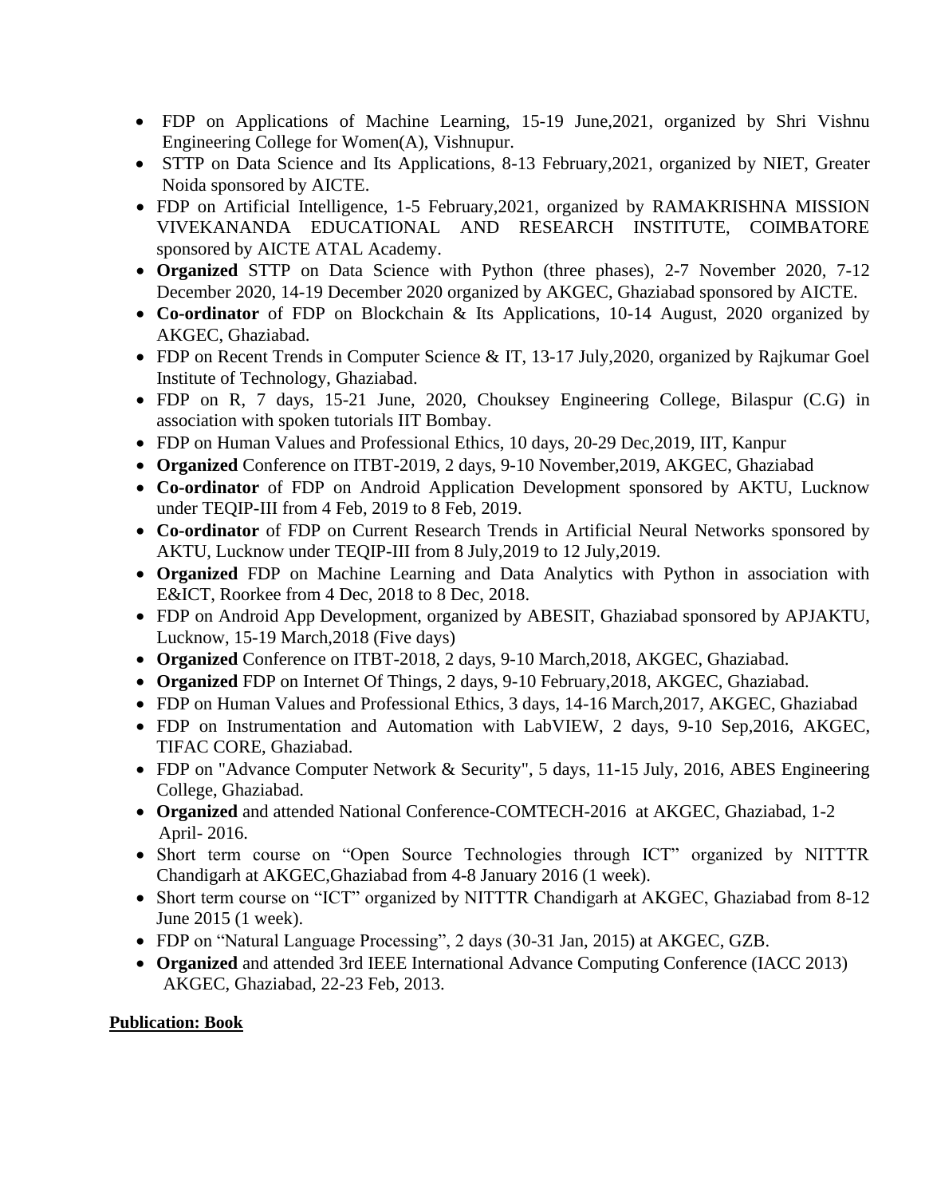- FDP on Applications of Machine Learning, 15-19 June,2021, organized by Shri Vishnu Engineering College for Women(A), Vishnupur.
- STTP on Data Science and Its Applications, 8-13 February,2021, organized by NIET, Greater Noida sponsored by AICTE.
- FDP on Artificial Intelligence, 1-5 February,2021, organized by RAMAKRISHNA MISSION VIVEKANANDA EDUCATIONAL AND RESEARCH INSTITUTE, COIMBATORE sponsored by AICTE ATAL Academy.
- **Organized** STTP on Data Science with Python (three phases), 2-7 November 2020, 7-12 December 2020, 14-19 December 2020 organized by AKGEC, Ghaziabad sponsored by AICTE.
- **Co-ordinator** of FDP on Blockchain & Its Applications, 10-14 August, 2020 organized by AKGEC, Ghaziabad.
- FDP on Recent Trends in Computer Science & IT, 13-17 July,2020, organized by Rajkumar Goel Institute of Technology, Ghaziabad.
- FDP on R, 7 days, 15-21 June, 2020, Chouksey Engineering College, Bilaspur (C.G) in association with spoken tutorials IIT Bombay.
- FDP on Human Values and Professional Ethics, 10 days, 20-29 Dec,2019, IIT, Kanpur
- **Organized** Conference on ITBT-2019, 2 days, 9-10 November,2019, AKGEC, Ghaziabad
- **Co-ordinator** of FDP on Android Application Development sponsored by AKTU, Lucknow under TEQIP-III from 4 Feb, 2019 to 8 Feb, 2019.
- **Co-ordinator** of FDP on Current Research Trends in Artificial Neural Networks sponsored by AKTU, Lucknow under TEQIP-III from 8 July,2019 to 12 July,2019.
- **Organized** FDP on Machine Learning and Data Analytics with Python in association with E&ICT, Roorkee from 4 Dec, 2018 to 8 Dec, 2018.
- FDP on Android App Development, organized by ABESIT, Ghaziabad sponsored by APJAKTU, Lucknow, 15-19 March,2018 (Five days)
- **Organized** Conference on ITBT-2018, 2 days, 9-10 March,2018, AKGEC, Ghaziabad.
- **Organized** FDP on Internet Of Things, 2 days, 9-10 February,2018, AKGEC, Ghaziabad.
- FDP on Human Values and Professional Ethics, 3 days, 14-16 March,2017, AKGEC, Ghaziabad
- FDP on Instrumentation and Automation with LabVIEW, 2 days, 9-10 Sep,2016, AKGEC, TIFAC CORE, Ghaziabad.
- FDP on "Advance Computer Network & Security", 5 days, 11-15 July, 2016, ABES Engineering College, Ghaziabad.
- **Organized** and attended National Conference-COMTECH-2016 at AKGEC, Ghaziabad, 1-2 April- 2016.
- Short term course on "Open Source Technologies through ICT" organized by NITTTR Chandigarh at AKGEC,Ghaziabad from 4-8 January 2016 (1 week).
- Short term course on "ICT" organized by NITTTR Chandigarh at AKGEC, Ghaziabad from 8-12 June 2015 (1 week).
- FDP on "Natural Language Processing", 2 days (30-31 Jan, 2015) at AKGEC, GZB.
- **Organized** and attended 3rd IEEE International Advance Computing Conference (IACC 2013) AKGEC, Ghaziabad, 22-23 Feb, 2013.

**Publication: Book**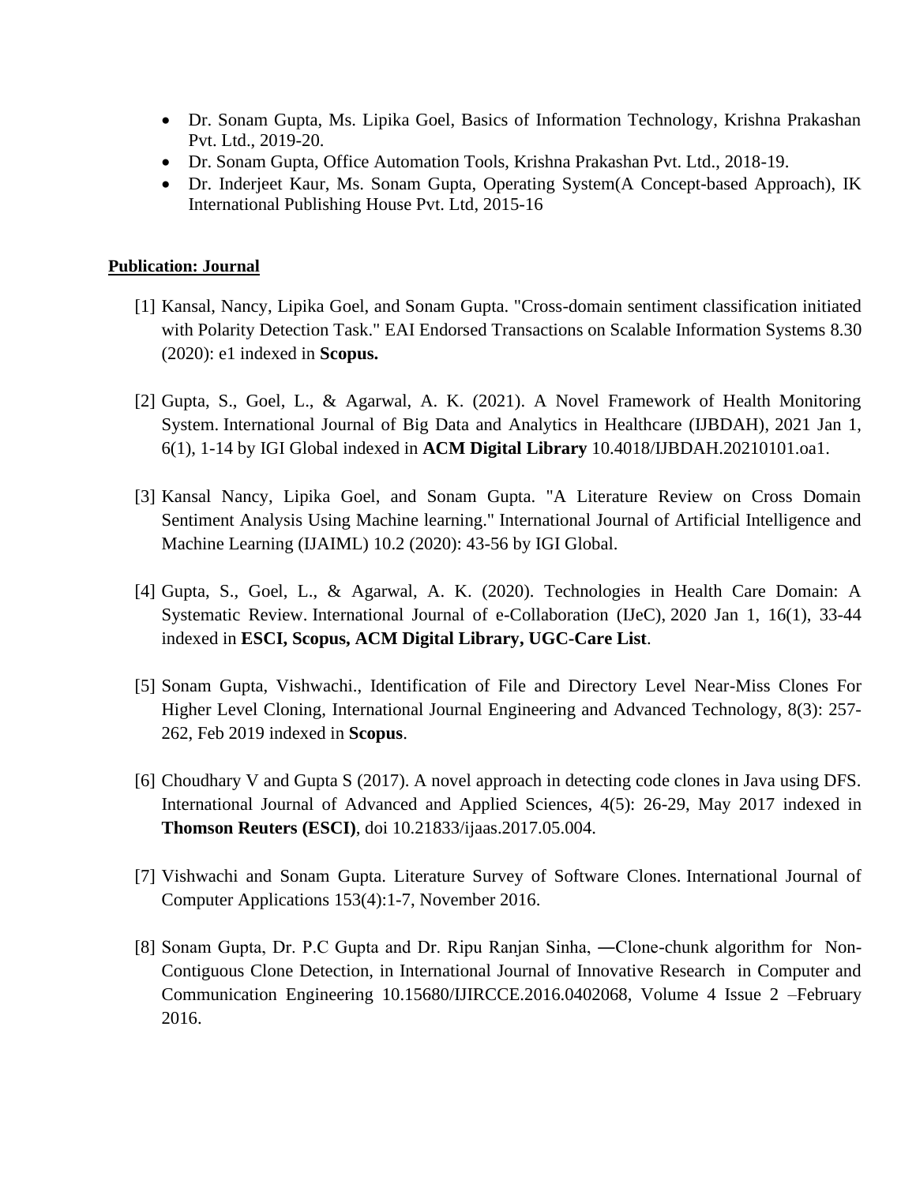- Dr. Sonam Gupta, Ms. Lipika Goel, Basics of Information Technology, Krishna Prakashan Pvt. Ltd., 2019-20.
- Dr. Sonam Gupta, Office Automation Tools, Krishna Prakashan Pvt. Ltd., 2018-19.
- Dr. Inderjeet Kaur, Ms. Sonam Gupta, Operating System(A Concept-based Approach), IK International Publishing House Pvt. Ltd, 2015-16

**Publication: Journal**

[1] Kansal, Nancy, Lipika Goel, and Sonam Gupta. "Cross-domain sentiment classification initiated with Polarity Detection Task." EAI Endorsed Transactions on Scalable Information Systems 8.30 (2020): e1 indexed in **Scopus.**

[2] Gupta, S., Goel, L., & Agarwal, A. K. (2021). A Novel Framework of Health Monitoring System. International Journal of Big Data and Analytics in Healthcare (IJBDAH), 2021 Jan 1, 6(1), 1-14 by IGI Global indexed in **ACM Digital Library** 10.4018/IJBDAH.20210101.oa1.

[3] Kansal Nancy, Lipika Goel, and Sonam Gupta. "A Literature Review on Cross Domain Sentiment Analysis Using Machine learning." International Journal of Artificial Intelligence and Machine Learning (IJAIML) 10.2 (2020): 43-56 by IGI Global.

[4] Gupta, S., Goel, L., & Agarwal, A. K. (2020). Technologies in Health Care Domain: A Systematic Review. International Journal of e-Collaboration (IJeC), 2020 Jan 1, 16(1), 33-44 indexed in **ESCI, Scopus, ACM Digital Library, UGC-Care List**.

[5] Sonam Gupta, Vishwachi., Identification of File and Directory Level Near-Miss Clones For Higher Level Cloning, International Journal Engineering and Advanced Technology, 8(3): 257-262, Feb 2019 indexed in **Scopus**.

[6] Choudhary V and Gupta S (2017). A novel approach in detecting code clones in Java using DFS. International Journal of Advanced and Applied Sciences, 4(5): 26-29, May 2017 indexed in **Thomson Reuters (ESCI)**, doi 10.21833/ijaas.2017.05.004.

[7] Vishwachi and Sonam Gupta. Literature Survey of Software Clones. International Journal of Computer Applications 153(4):1-7, November 2016.

[8] Sonam Gupta, Dr. P.C Gupta and Dr. Ripu Ranjan Sinha, ―Clone-chunk algorithm for Non-Contiguous Clone Detection, in International Journal of Innovative Research in Computer and Communication Engineering 10.15680/IJIRCCE.2016.0402068, Volume 4 Issue 2 –February 2016.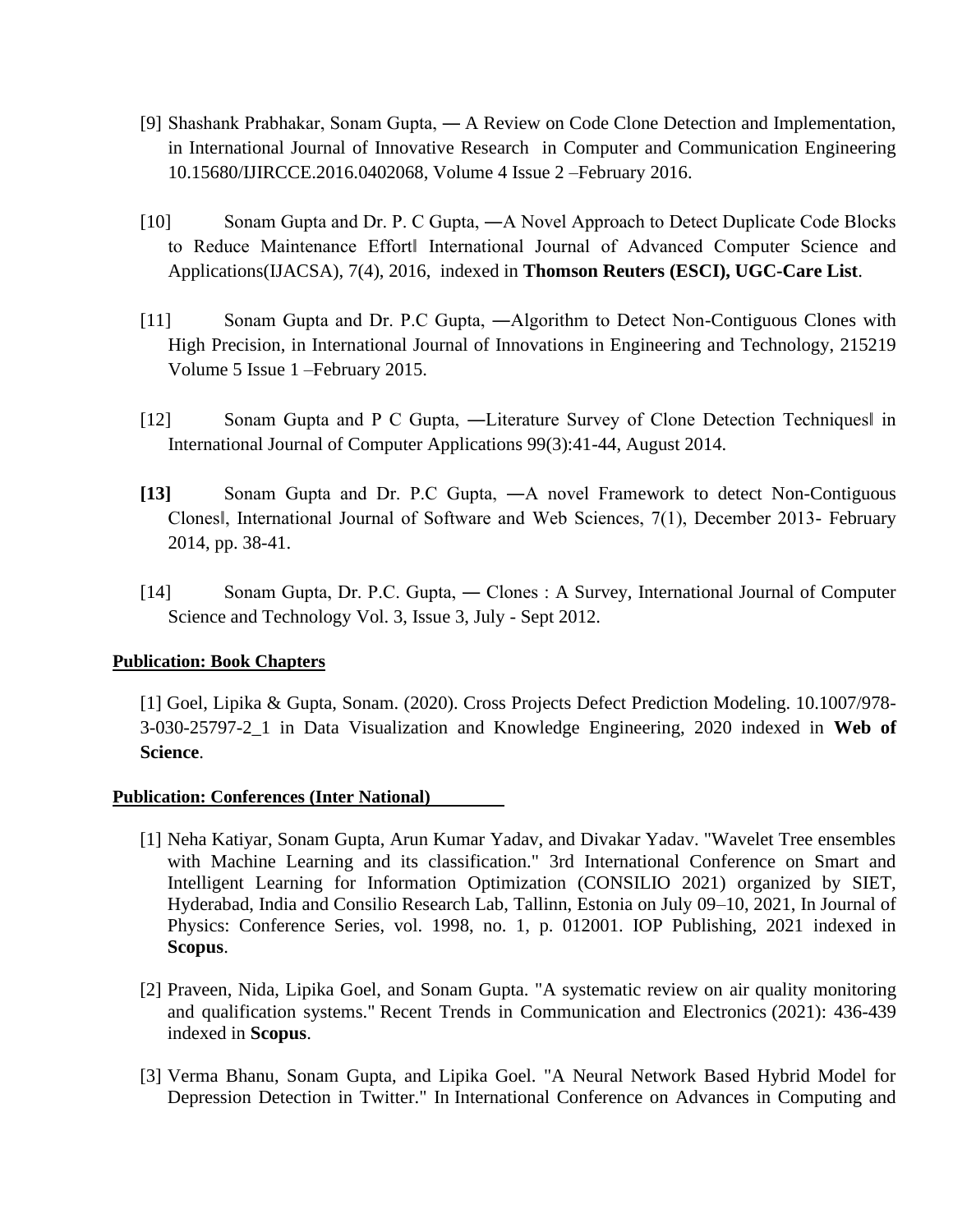[9] Shashank Prabhakar, Sonam Gupta, ― A Review on Code Clone Detection and Implementation, in International Journal of Innovative Research in Computer and Communication Engineering 10.15680/IJIRCCE.2016.0402068, Volume 4 Issue 2 –February 2016.

[10] Sonam Gupta and Dr. P. C Gupta, ―A Novel Approach to Detect Duplicate Code Blocks to Reduce Maintenance Effort‖ International Journal of Advanced Computer Science and Applications(IJACSA), 7(4), 2016, indexed in **Thomson Reuters (ESCI), UGC-Care List**.

[11] Sonam Gupta and Dr. P.C Gupta, ―Algorithm to Detect Non-Contiguous Clones with High Precision, in International Journal of Innovations in Engineering and Technology, 215219 Volume 5 Issue 1 –February 2015.

[12] Sonam Gupta and P C Gupta, ―Literature Survey of Clone Detection Techniques‖ in International Journal of Computer Applications 99(3):41-44, August 2014.

**[13]** Sonam Gupta and Dr. P.C Gupta, ―A novel Framework to detect Non-Contiguous Clones‖, International Journal of Software and Web Sciences, 7(1), December 2013- February 2014, pp. 38-41.

[14] Sonam Gupta, Dr. P.C. Gupta, ― Clones : A Survey, International Journal of Computer Science and Technology Vol. 3, Issue 3, July - Sept 2012.

**Publication: Book Chapters**

[1] Goel, Lipika & Gupta, Sonam. (2020). Cross Projects Defect Prediction Modeling. 10.1007/978-3-030-25797-2_1 in Data Visualization and Knowledge Engineering, 2020 indexed in **Web of Science**.

**Publication: Conferences (Inter National)**

[1] Neha Katiyar, Sonam Gupta, Arun Kumar Yadav, and Divakar Yadav. "Wavelet Tree ensembles with Machine Learning and its classification." 3rd International Conference on Smart and Intelligent Learning for Information Optimization (CONSILIO 2021) organized by SIET, Hyderabad, India and Consilio Research Lab, Tallinn, Estonia on July 09–10, 2021, In Journal of Physics: Conference Series, vol. 1998, no. 1, p. 012001. IOP Publishing, 2021 indexed in **Scopus**.

[2] Praveen, Nida, Lipika Goel, and Sonam Gupta. "A systematic review on air quality monitoring and qualification systems." Recent Trends in Communication and Electronics (2021): 436-439 indexed in **Scopus**.

[3] Verma Bhanu, Sonam Gupta, and Lipika Goel. "A Neural Network Based Hybrid Model for Depression Detection in Twitter." In International Conference on Advances in Computing and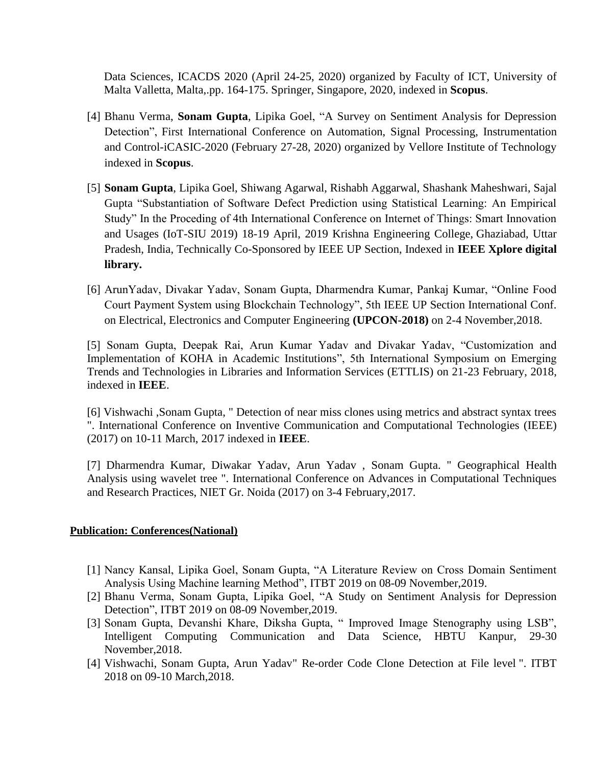Data Sciences, ICACDS 2020 (April 24-25, 2020) organized by Faculty of ICT, University of Malta Valletta, Malta,.pp. 164-175. Springer, Singapore, 2020, indexed in **Scopus**.

[4] Bhanu Verma, **Sonam Gupta**, Lipika Goel, "A Survey on Sentiment Analysis for Depression Detection", First International Conference on Automation, Signal Processing, Instrumentation and Control-iCASIC-2020 (February 27-28, 2020) organized by Vellore Institute of Technology indexed in **Scopus**.

[5] **Sonam Gupta**, Lipika Goel, Shiwang Agarwal, Rishabh Aggarwal, Shashank Maheshwari, Sajal Gupta "Substantiation of Software Defect Prediction using Statistical Learning: An Empirical Study" In the Proceding of 4th International Conference on Internet of Things: Smart Innovation and Usages (IoT-SIU 2019) 18-19 April, 2019 Krishna Engineering College, Ghaziabad, Uttar Pradesh, India, Technically Co-Sponsored by IEEE UP Section, Indexed in **IEEE Xplore digital library.**

[6] ArunYadav, Divakar Yadav, Sonam Gupta, Dharmendra Kumar, Pankaj Kumar, "Online Food Court Payment System using Blockchain Technology", 5th IEEE UP Section International Conf. on Electrical, Electronics and Computer Engineering **(UPCON-2018)** on 2-4 November,2018.

[5] Sonam Gupta, Deepak Rai, Arun Kumar Yadav and Divakar Yadav, "Customization and Implementation of KOHA in Academic Institutions", 5th International Symposium on Emerging Trends and Technologies in Libraries and Information Services (ETTLIS) on 21-23 February, 2018, indexed in **IEEE**.

[6] Vishwachi ,Sonam Gupta, " Detection of near miss clones using metrics and abstract syntax trees ". International Conference on Inventive Communication and Computational Technologies (IEEE) (2017) on 10-11 March, 2017 indexed in **IEEE**.

[7] Dharmendra Kumar, Diwakar Yadav, Arun Yadav , Sonam Gupta. " Geographical Health Analysis using wavelet tree ". International Conference on Advances in Computational Techniques and Research Practices, NIET Gr. Noida (2017) on 3-4 February,2017.

**Publication: Conferences(National)**

[1] Nancy Kansal, Lipika Goel, Sonam Gupta, "A Literature Review on Cross Domain Sentiment Analysis Using Machine learning Method", ITBT 2019 on 08-09 November,2019.
[2] Bhanu Verma, Sonam Gupta, Lipika Goel, "A Study on Sentiment Analysis for Depression Detection", ITBT 2019 on 08-09 November,2019.
[3] Sonam Gupta, Devanshi Khare, Diksha Gupta, " Improved Image Stenography using LSB", Intelligent Computing Communication and Data Science, HBTU Kanpur, 29-30 November,2018.
[4] Vishwachi, Sonam Gupta, Arun Yadav" Re-order Code Clone Detection at File level ". ITBT 2018 on 09-10 March,2018.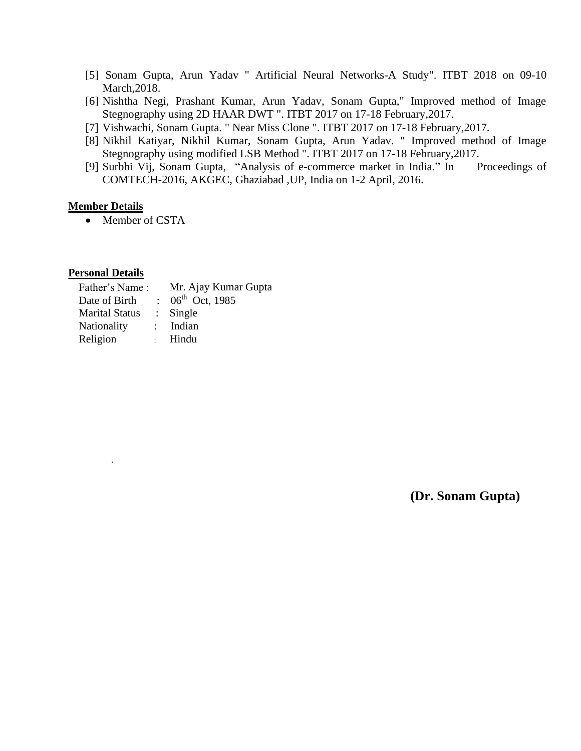[5] Sonam Gupta, Arun Yadav " Artificial Neural Networks-A Study". ITBT 2018 on 09-10 March,2018.

[6] Nishtha Negi, Prashant Kumar, Arun Yadav, Sonam Gupta," Improved method of Image Stegnography using 2D HAAR DWT ". ITBT 2017 on 17-18 February,2017.

[7] Vishwachi, Sonam Gupta. " Near Miss Clone ". ITBT 2017 on 17-18 February,2017.

[8] Nikhil Katiyar, Nikhil Kumar, Sonam Gupta, Arun Yadav. " Improved method of Image Stegnography using modified LSB Method ". ITBT 2017 on 17-18 February,2017.

[9] Surbhi Vij, Sonam Gupta, "Analysis of e-commerce market in India." In Proceedings of COMTECH-2016, AKGEC, Ghaziabad ,UP, India on 1-2 April, 2016.

**Member Details**

- Member of CSTA

**Personal Details**

| | | |
|---|---|---|
| Father's Name : | | Mr. Ajay Kumar Gupta |
| Date of Birth | : | 06th Oct, 1985 |
| Marital Status | : | Single |
| Nationality | : | Indian |
| Religion | : | Hindu |

.

**(Dr. Sonam Gupta)**